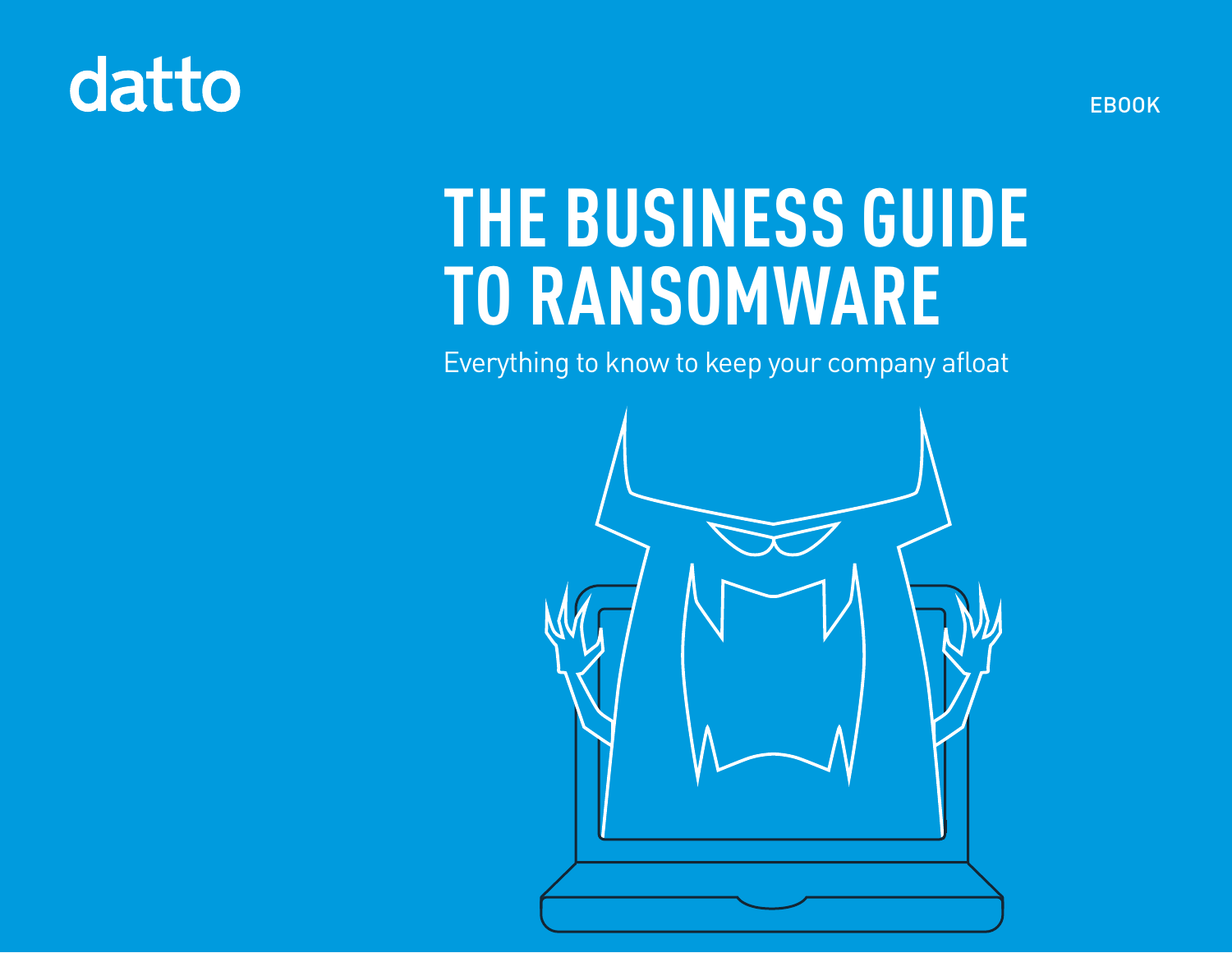datto

EBOOK

# THE BUSINESS GUIDE TO RANSOMWARE

Everything to know to keep your company afloat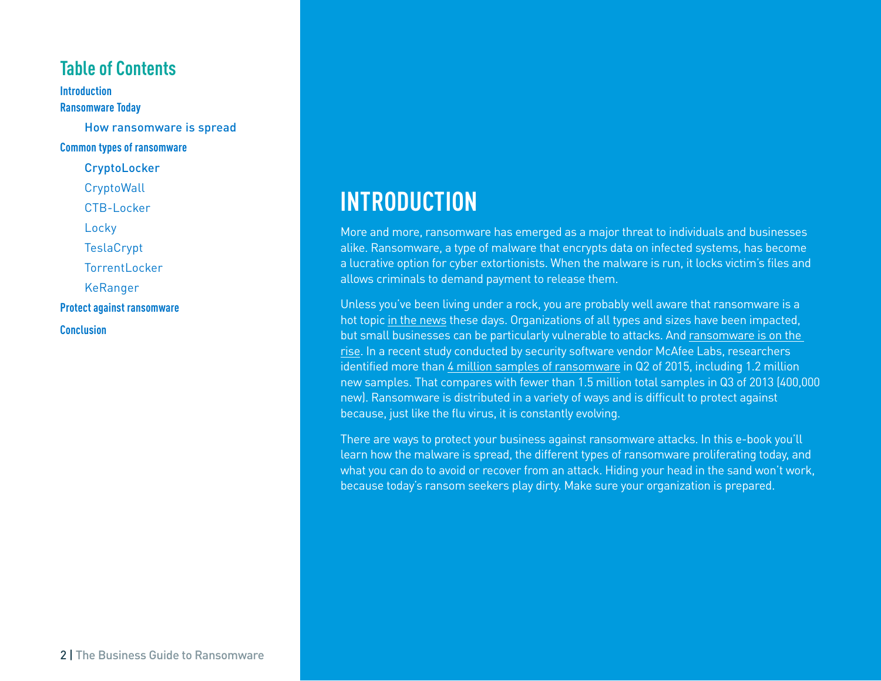## Table of Contents

**Introduction**

**Ransomware Today**

- How ransomware is spread

**Common types of ransomware**

- CryptoLocker
- CryptoWall
- CTB-Locker
- Locky
- TeslaCrypt
- TorrentLocker
- KeRanger

**Protect against ransomware**

**Conclusion**

# INTRODUCTION

More and more, ransomware has emerged as a major threat to individuals and businesses alike. Ransomware, a type of malware that encrypts data on infected systems, has become a lucrative option for cyber extortionists. When the malware is run, it locks victim's files and allows criminals to demand payment to release them.

Unless you've been living under a rock, you are probably well aware that ransomware is a hot topic in the news these days. Organizations of all types and sizes have been impacted, but small businesses can be particularly vulnerable to attacks. And ransomware is on the rise. In a recent study conducted by security software vendor McAfee Labs, researchers identified more than 4 million samples of ransomware in Q2 of 2015, including 1.2 million new samples. That compares with fewer than 1.5 million total samples in Q3 of 2013 (400,000 new). Ransomware is distributed in a variety of ways and is difficult to protect against because, just like the flu virus, it is constantly evolving.

There are ways to protect your business against ransomware attacks. In this e-book you'll learn how the malware is spread, the different types of ransomware proliferating today, and what you can do to avoid or recover from an attack. Hiding your head in the sand won't work, because today's ransom seekers play dirty. Make sure your organization is prepared.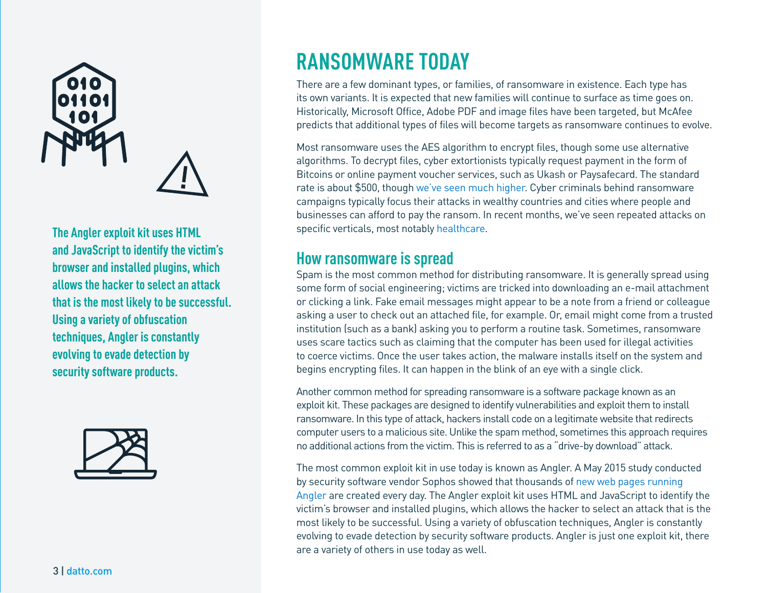The Angler exploit kit uses HTML and JavaScript to identify the victim's browser and installed plugins, which allows the hacker to select an attack that is the most likely to be successful. Using a variety of obfuscation techniques, Angler is constantly evolving to evade detection by security software products.

# RANSOMWARE TODAY

There are a few dominant types, or families, of ransomware in existence. Each type has its own variants. It is expected that new families will continue to surface as time goes on. Historically, Microsoft Office, Adobe PDF and image files have been targeted, but McAfee predicts that additional types of files will become targets as ransomware continues to evolve.

Most ransomware uses the AES algorithm to encrypt files, though some use alternative algorithms. To decrypt files, cyber extortionists typically request payment in the form of Bitcoins or online payment voucher services, such as Ukash or Paysafecard. The standard rate is about $500, though we've seen much higher. Cyber criminals behind ransomware campaigns typically focus their attacks in wealthy countries and cities where people and businesses can afford to pay the ransom. In recent months, we've seen repeated attacks on specific verticals, most notably healthcare.

## How ransomware is spread

Spam is the most common method for distributing ransomware. It is generally spread using some form of social engineering; victims are tricked into downloading an e-mail attachment or clicking a link. Fake email messages might appear to be a note from a friend or colleague asking a user to check out an attached file, for example. Or, email might come from a trusted institution (such as a bank) asking you to perform a routine task. Sometimes, ransomware uses scare tactics such as claiming that the computer has been used for illegal activities to coerce victims. Once the user takes action, the malware installs itself on the system and begins encrypting files. It can happen in the blink of an eye with a single click.

Another common method for spreading ransomware is a software package known as an exploit kit. These packages are designed to identify vulnerabilities and exploit them to install ransomware. In this type of attack, hackers install code on a legitimate website that redirects computer users to a malicious site. Unlike the spam method, sometimes this approach requires no additional actions from the victim. This is referred to as a "drive-by download" attack.

The most common exploit kit in use today is known as Angler. A May 2015 study conducted by security software vendor Sophos showed that thousands of new web pages running Angler are created every day. The Angler exploit kit uses HTML and JavaScript to identify the victim's browser and installed plugins, which allows the hacker to select an attack that is the most likely to be successful. Using a variety of obfuscation techniques, Angler is constantly evolving to evade detection by security software products. Angler is just one exploit kit, there are a variety of others in use today as well.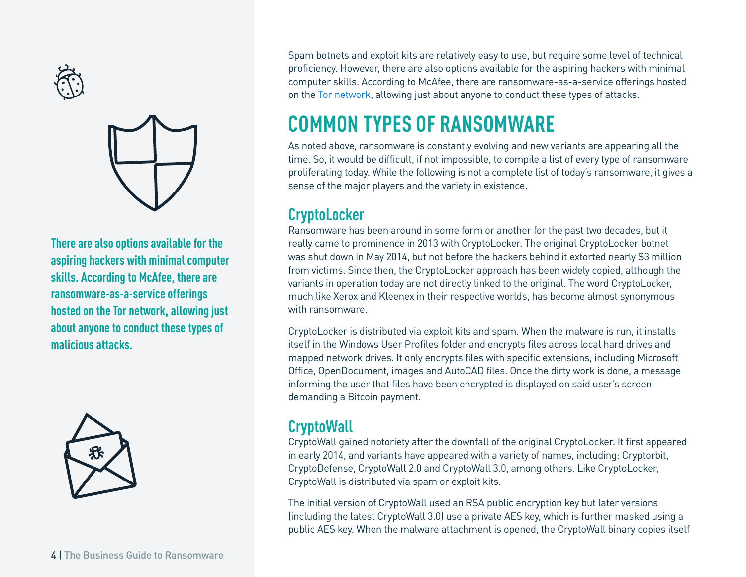**There are also options available for the aspiring hackers with minimal computer skills. According to McAfee, there are ransomware-as-a-service offerings hosted on the Tor network, allowing just about anyone to conduct these types of malicious attacks.**

Spam botnets and exploit kits are relatively easy to use, but require some level of technical proficiency. However, there are also options available for the aspiring hackers with minimal computer skills. According to McAfee, there are ransomware-as-a-service offerings hosted on the Tor network, allowing just about anyone to conduct these types of attacks.

## COMMON TYPES OF RANSOMWARE

As noted above, ransomware is constantly evolving and new variants are appearing all the time. So, it would be difficult, if not impossible, to compile a list of every type of ransomware proliferating today. While the following is not a complete list of today's ransomware, it gives a sense of the major players and the variety in existence.

### CryptoLocker

Ransomware has been around in some form or another for the past two decades, but it really came to prominence in 2013 with CryptoLocker. The original CryptoLocker botnet was shut down in May 2014, but not before the hackers behind it extorted nearly $3 million from victims. Since then, the CryptoLocker approach has been widely copied, although the variants in operation today are not directly linked to the original. The word CryptoLocker, much like Xerox and Kleenex in their respective worlds, has become almost synonymous with ransomware.

CryptoLocker is distributed via exploit kits and spam. When the malware is run, it installs itself in the Windows User Profiles folder and encrypts files across local hard drives and mapped network drives. It only encrypts files with specific extensions, including Microsoft Office, OpenDocument, images and AutoCAD files. Once the dirty work is done, a message informing the user that files have been encrypted is displayed on said user's screen demanding a Bitcoin payment.

### CryptoWall

CryptoWall gained notoriety after the downfall of the original CryptoLocker. It first appeared in early 2014, and variants have appeared with a variety of names, including: Cryptorbit, CryptoDefense, CryptoWall 2.0 and CryptoWall 3.0, among others. Like CryptoLocker, CryptoWall is distributed via spam or exploit kits.

The initial version of CryptoWall used an RSA public encryption key but later versions (including the latest CryptoWall 3.0) use a private AES key, which is further masked using a public AES key. When the malware attachment is opened, the CryptoWall binary copies itself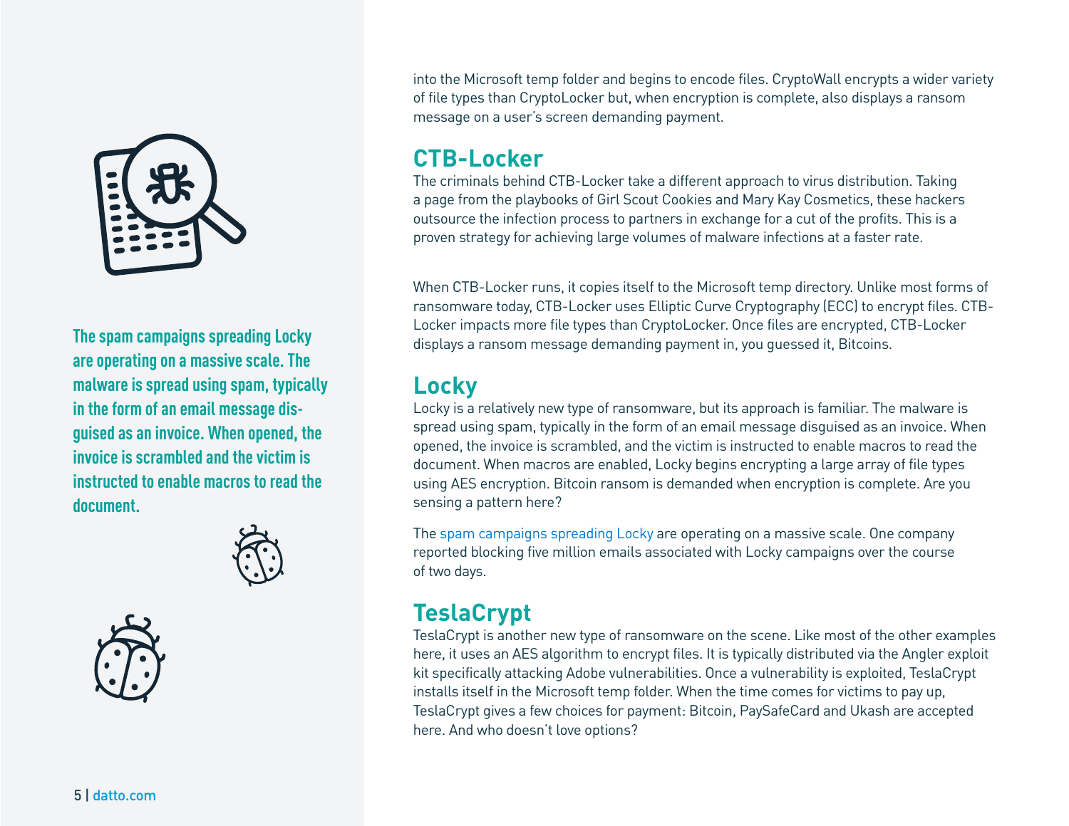The spam campaigns spreading Locky are operating on a massive scale. The malware is spread using spam, typically in the form of an email message disguised as an invoice. When opened, the invoice is scrambled and the victim is instructed to enable macros to read the document.

into the Microsoft temp folder and begins to encode files. CryptoWall encrypts a wider variety of file types than CryptoLocker but, when encryption is complete, also displays a ransom message on a user's screen demanding payment.

## CTB-Locker

The criminals behind CTB-Locker take a different approach to virus distribution. Taking a page from the playbooks of Girl Scout Cookies and Mary Kay Cosmetics, these hackers outsource the infection process to partners in exchange for a cut of the profits. This is a proven strategy for achieving large volumes of malware infections at a faster rate.

When CTB-Locker runs, it copies itself to the Microsoft temp directory. Unlike most forms of ransomware today, CTB-Locker uses Elliptic Curve Cryptography (ECC) to encrypt files. CTB-Locker impacts more file types than CryptoLocker. Once files are encrypted, CTB-Locker displays a ransom message demanding payment in, you guessed it, Bitcoins.

## Locky

Locky is a relatively new type of ransomware, but its approach is familiar. The malware is spread using spam, typically in the form of an email message disguised as an invoice. When opened, the invoice is scrambled, and the victim is instructed to enable macros to read the document. When macros are enabled, Locky begins encrypting a large array of file types using AES encryption. Bitcoin ransom is demanded when encryption is complete. Are you sensing a pattern here?

The spam campaigns spreading Locky are operating on a massive scale. One company reported blocking five million emails associated with Locky campaigns over the course of two days.

## TeslaCrypt

TeslaCrypt is another new type of ransomware on the scene. Like most of the other examples here, it uses an AES algorithm to encrypt files. It is typically distributed via the Angler exploit kit specifically attacking Adobe vulnerabilities. Once a vulnerability is exploited, TeslaCrypt installs itself in the Microsoft temp folder. When the time comes for victims to pay up, TeslaCrypt gives a few choices for payment: Bitcoin, PaySafeCard and Ukash are accepted here. And who doesn't love options?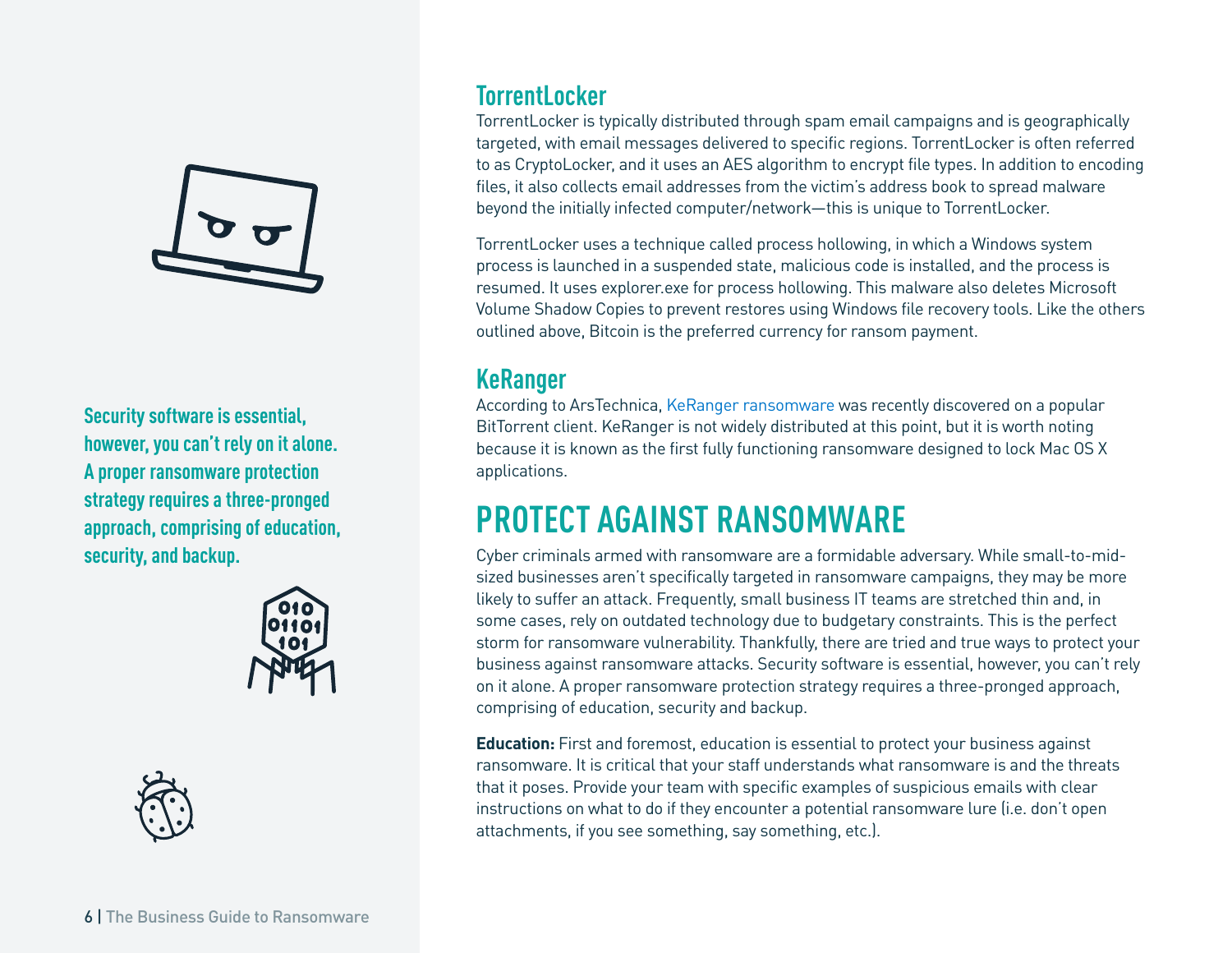Security software is essential, however, you can't rely on it alone. A proper ransomware protection strategy requires a three-pronged approach, comprising of education, security, and backup.

### TorrentLocker

TorrentLocker is typically distributed through spam email campaigns and is geographically targeted, with email messages delivered to specific regions. TorrentLocker is often referred to as CryptoLocker, and it uses an AES algorithm to encrypt file types. In addition to encoding files, it also collects email addresses from the victim's address book to spread malware beyond the initially infected computer/network—this is unique to TorrentLocker.

TorrentLocker uses a technique called process hollowing, in which a Windows system process is launched in a suspended state, malicious code is installed, and the process is resumed. It uses explorer.exe for process hollowing. This malware also deletes Microsoft Volume Shadow Copies to prevent restores using Windows file recovery tools. Like the others outlined above, Bitcoin is the preferred currency for ransom payment.

### KeRanger

According to ArsTechnica, KeRanger ransomware was recently discovered on a popular BitTorrent client. KeRanger is not widely distributed at this point, but it is worth noting because it is known as the first fully functioning ransomware designed to lock Mac OS X applications.

## PROTECT AGAINST RANSOMWARE

Cyber criminals armed with ransomware are a formidable adversary. While small-to-mid-sized businesses aren't specifically targeted in ransomware campaigns, they may be more likely to suffer an attack. Frequently, small business IT teams are stretched thin and, in some cases, rely on outdated technology due to budgetary constraints. This is the perfect storm for ransomware vulnerability. Thankfully, there are tried and true ways to protect your business against ransomware attacks. Security software is essential, however, you can't rely on it alone. A proper ransomware protection strategy requires a three-pronged approach, comprising of education, security and backup.

**Education:** First and foremost, education is essential to protect your business against ransomware. It is critical that your staff understands what ransomware is and the threats that it poses. Provide your team with specific examples of suspicious emails with clear instructions on what to do if they encounter a potential ransomware lure (i.e. don't open attachments, if you see something, say something, etc.).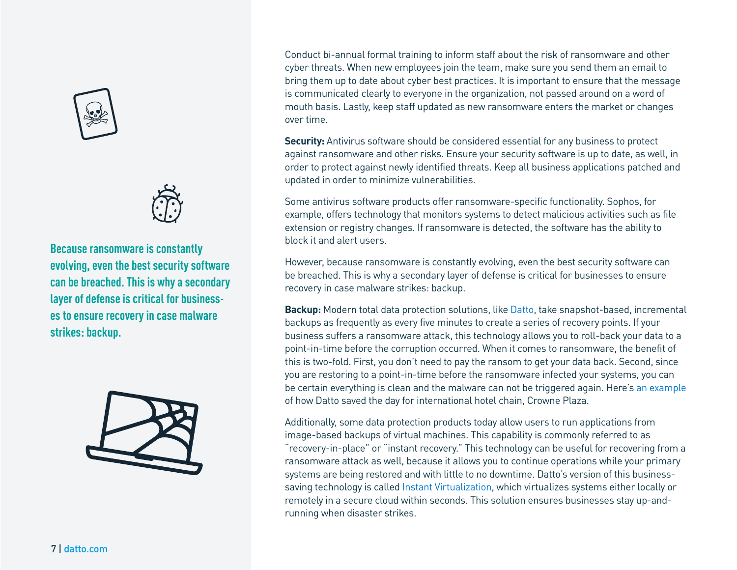Because ransomware is constantly evolving, even the best security software can be breached. This is why a secondary layer of defense is critical for businesses to ensure recovery in case malware strikes: backup.

Conduct bi-annual formal training to inform staff about the risk of ransomware and other cyber threats. When new employees join the team, make sure you send them an email to bring them up to date about cyber best practices. It is important to ensure that the message is communicated clearly to everyone in the organization, not passed around on a word of mouth basis. Lastly, keep staff updated as new ransomware enters the market or changes over time.

**Security:** Antivirus software should be considered essential for any business to protect against ransomware and other risks. Ensure your security software is up to date, as well, in order to protect against newly identified threats. Keep all business applications patched and updated in order to minimize vulnerabilities.

Some antivirus software products offer ransomware-specific functionality. Sophos, for example, offers technology that monitors systems to detect malicious activities such as file extension or registry changes. If ransomware is detected, the software has the ability to block it and alert users.

However, because ransomware is constantly evolving, even the best security software can be breached. This is why a secondary layer of defense is critical for businesses to ensure recovery in case malware strikes: backup.

**Backup:** Modern total data protection solutions, like Datto, take snapshot-based, incremental backups as frequently as every five minutes to create a series of recovery points. If your business suffers a ransomware attack, this technology allows you to roll-back your data to a point-in-time before the corruption occurred. When it comes to ransomware, the benefit of this is two-fold. First, you don't need to pay the ransom to get your data back. Second, since you are restoring to a point-in-time before the ransomware infected your systems, you can be certain everything is clean and the malware can not be triggered again. Here's an example of how Datto saved the day for international hotel chain, Crowne Plaza.

Additionally, some data protection products today allow users to run applications from image-based backups of virtual machines. This capability is commonly referred to as "recovery-in-place" or "instant recovery." This technology can be useful for recovering from a ransomware attack as well, because it allows you to continue operations while your primary systems are being restored and with little to no downtime. Datto's version of this business-saving technology is called Instant Virtualization, which virtualizes systems either locally or remotely in a secure cloud within seconds. This solution ensures businesses stay up-and-running when disaster strikes.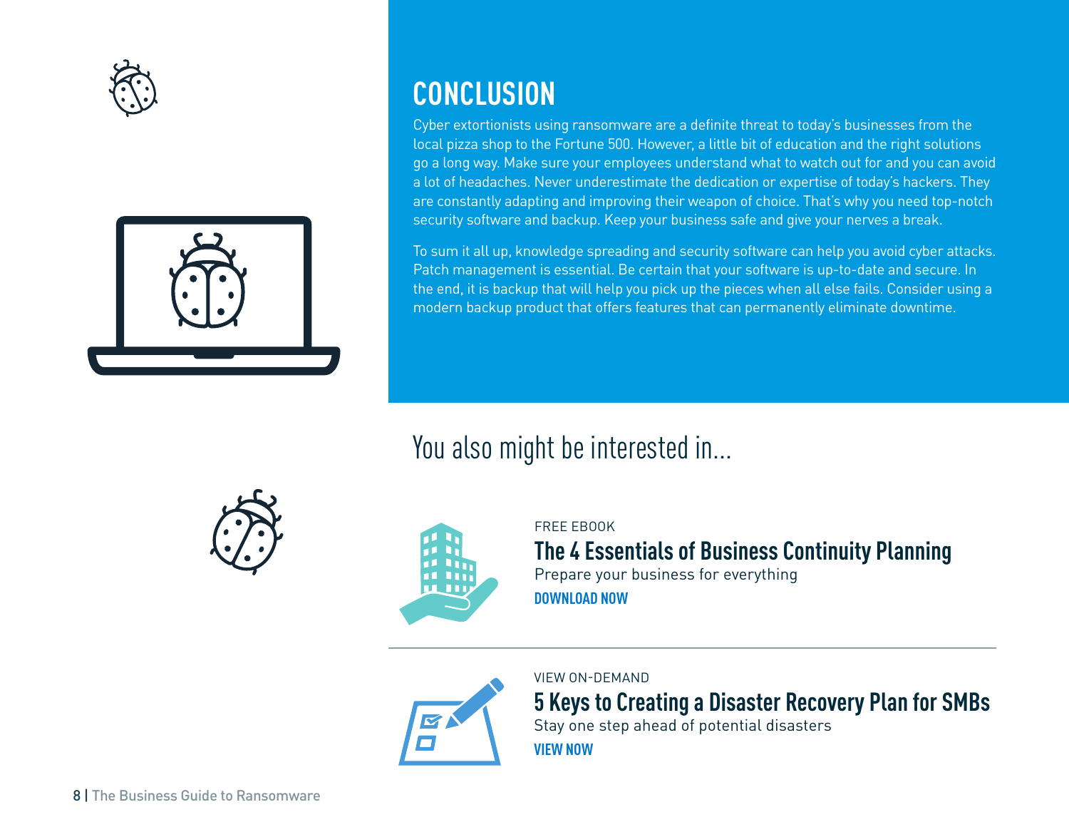## CONCLUSION

Cyber extortionists using ransomware are a definite threat to today's businesses from the local pizza shop to the Fortune 500. However, a little bit of education and the right solutions go a long way. Make sure your employees understand what to watch out for and you can avoid a lot of headaches. Never underestimate the dedication or expertise of today's hackers. They are constantly adapting and improving their weapon of choice. That's why you need top-notch security software and backup. Keep your business safe and give your nerves a break.

To sum it all up, knowledge spreading and security software can help you avoid cyber attacks. Patch management is essential. Be certain that your software is up-to-date and secure. In the end, it is backup that will help you pick up the pieces when all else fails. Consider using a modern backup product that offers features that can permanently eliminate downtime.

## You also might be interested in...

FREE EBOOK

**The 4 Essentials of Business Continuity Planning**

Prepare your business for everything

**DOWNLOAD NOW**

---

VIEW ON-DEMAND

**5 Keys to Creating a Disaster Recovery Plan for SMBs**

Stay one step ahead of potential disasters

**VIEW NOW**